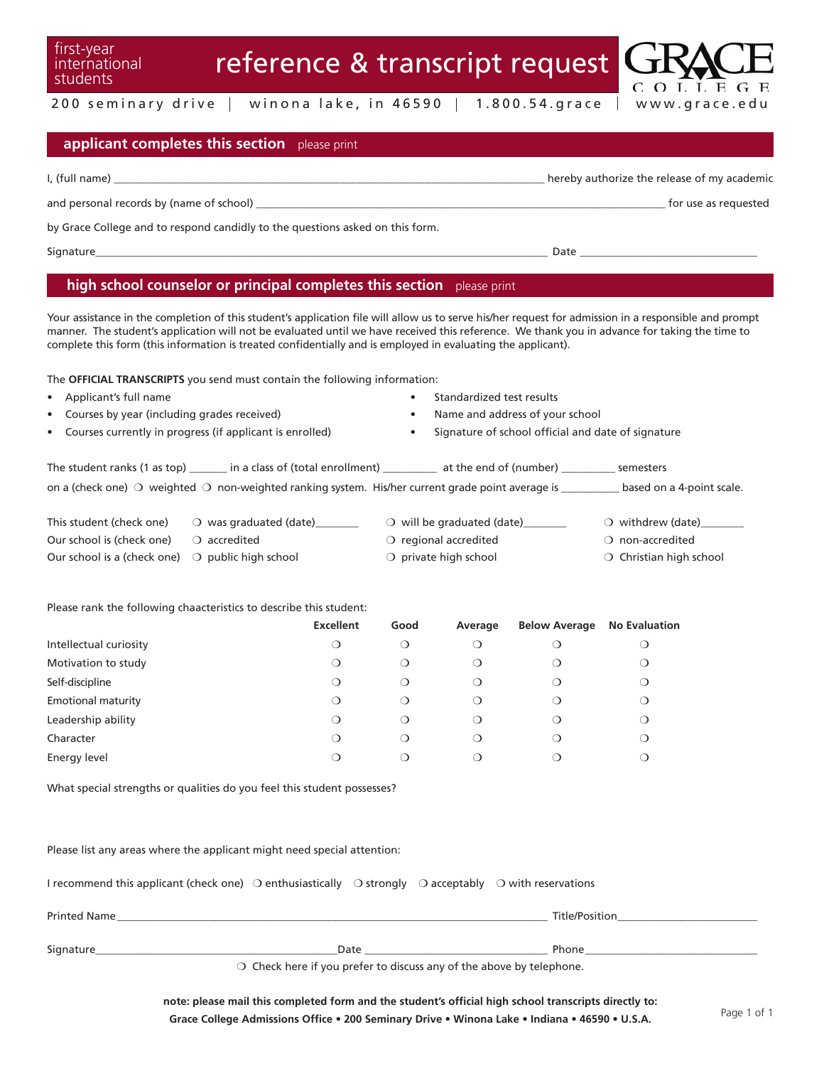first-year international students

# reference & transcript request

GRACE COLLEGE

200 seminary drive | winona lake, in 46590 | 1.800.54.grace | www.grace.edu

## applicant completes this section please print

I, (full name) ________________________________ hereby authorize the release of my academic and personal records by (name of school) ________________________________ for use as requested by Grace College and to respond candidly to the questions asked on this form.

Signature________________________________ Date ________________

## high school counselor or principal completes this section please print

Your assistance in the completion of this student's application file will allow us to serve his/her request for admission in a responsible and prompt manner. The student's application will not be evaluated until we have received this reference. We thank you in advance for taking the time to complete this form (this information is treated confidentially and is employed in evaluating the applicant).

The **OFFICIAL TRANSCRIPTS** you send must contain the following information:

- Applicant's full name
- Courses by year (including grades received)
- Courses currently in progress (if applicant is enrolled)
- Standardized test results
- Name and address of your school
- Signature of school official and date of signature

The student ranks (1 as top) _______ in a class of (total enrollment) _________ at the end of (number) _________ semesters on a (check one) ❍ weighted ❍ non-weighted ranking system. His/her current grade point average is _________ based on a 4-point scale.

This student (check one) ❍ was graduated (date)_______ ❍ will be graduated (date)_______ ❍ withdrew (date)_______

Our school is (check one) ❍ accredited ❍ regional accredited ❍ non-accredited

Our school is a (check one) ❍ public high school ❍ private high school ❍ Christian high school

Please rank the following chaacteristics to describe this student:

| | Excellent | Good | Average | Below Average | No Evaluation |
|---|---|---|---|---|---|
| Intellectual curiosity | ❍ | ❍ | ❍ | ❍ | ❍ |
| Motivation to study | ❍ | ❍ | ❍ | ❍ | ❍ |
| Self-discipline | ❍ | ❍ | ❍ | ❍ | ❍ |
| Emotional maturity | ❍ | ❍ | ❍ | ❍ | ❍ |
| Leadership ability | ❍ | ❍ | ❍ | ❍ | ❍ |
| Character | ❍ | ❍ | ❍ | ❍ | ❍ |
| Energy level | ❍ | ❍ | ❍ | ❍ | ❍ |

What special strengths or qualities do you feel this student possesses?

Please list any areas where the applicant might need special attention:

I recommend this applicant (check one) ❍ enthusiastically ❍ strongly ❍ acceptably ❍ with reservations

Printed Name________________________________ Title/Position________________

Signature________________________ Date ________________ Phone________________

❍ Check here if you prefer to discuss any of the above by telephone.

**note: please mail this completed form and the student's official high school transcripts directly to:**
**Grace College Admissions Office • 200 Seminary Drive • Winona Lake • Indiana • 46590 • U.S.A.**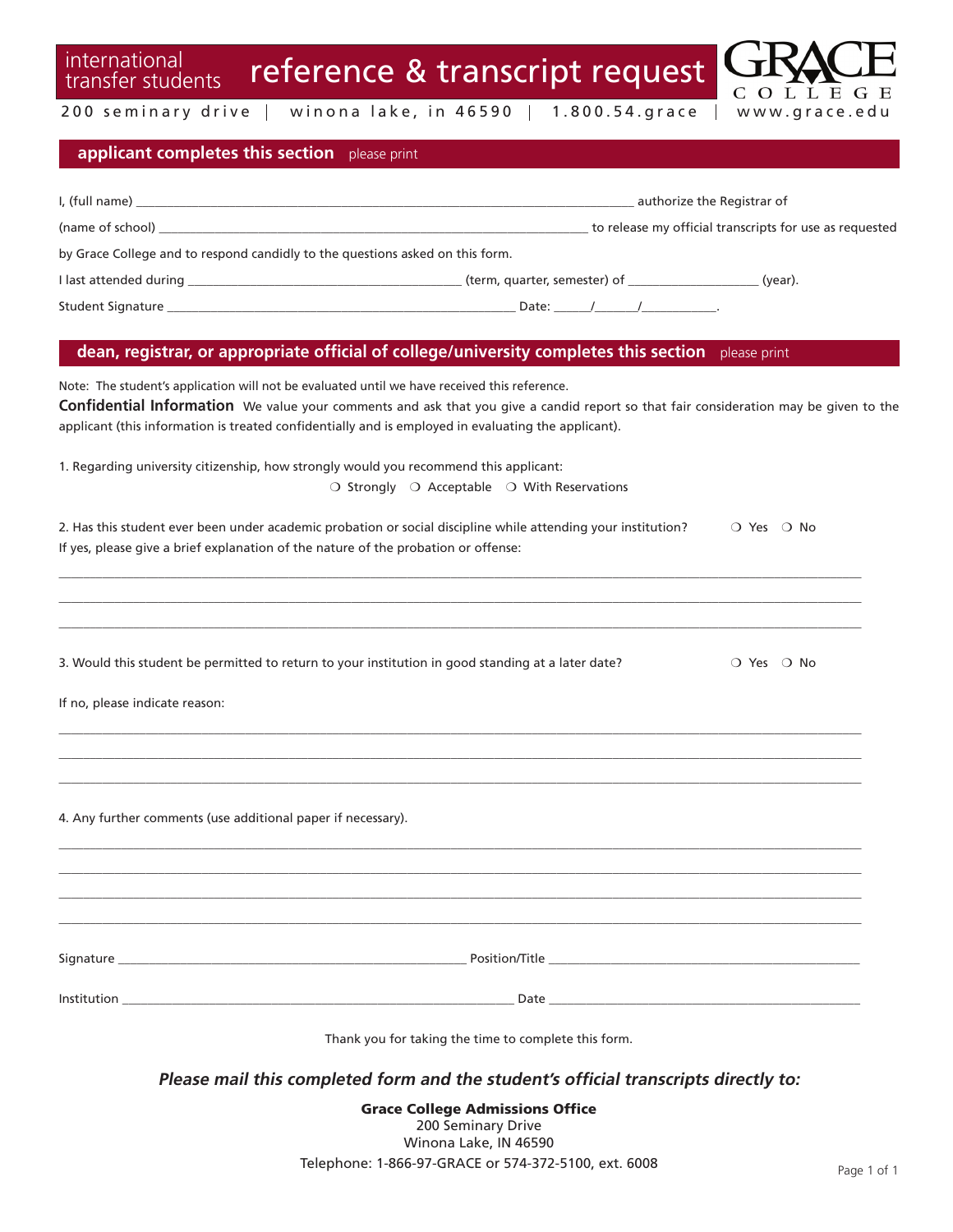# international transfer students reference & transcript request

**GRACE COLLEGE**

200 seminary drive | winona lake, in 46590 | 1.800.54.grace | www.grace.edu

## applicant completes this section please print

I, (full name) _______________________________________________ authorize the Registrar of

(name of school) _______________________________________________ to release my official transcripts for use as requested by Grace College and to respond candidly to the questions asked on this form.

I last attended during ______________________________ (term, quarter, semester) of ______________ (year).

Student Signature ________________________________________ Date: _____/_____/__________.

## dean, registrar, or appropriate official of college/university completes this section please print

Note: The student's application will not be evaluated until we have received this reference.

**Confidential Information** We value your comments and ask that you give a candid report so that fair consideration may be given to the applicant (this information is treated confidentially and is employed in evaluating the applicant).

1. Regarding university citizenship, how strongly would you recommend this applicant:

   ❍ Strongly ❍ Acceptable ❍ With Reservations

2. Has this student ever been under academic probation or social discipline while attending your institution? ❍ Yes ❍ No

   If yes, please give a brief explanation of the nature of the probation or offense:

   ________________________________________________________________________________

   ________________________________________________________________________________

   ________________________________________________________________________________

3. Would this student be permitted to return to your institution in good standing at a later date? ❍ Yes ❍ No

   If no, please indicate reason:

   ________________________________________________________________________________

   ________________________________________________________________________________

   ________________________________________________________________________________

4. Any further comments (use additional paper if necessary).

   ________________________________________________________________________________

   ________________________________________________________________________________

   ________________________________________________________________________________

   ________________________________________________________________________________

Signature ________________________________ Position/Title ________________________________

Institution ________________________________ Date ________________________________

Thank you for taking the time to complete this form.

***Please mail this completed form and the student's official transcripts directly to:***

**Grace College Admissions Office**
200 Seminary Drive
Winona Lake, IN 46590
Telephone: 1-866-97-GRACE or 574-372-5100, ext. 6008